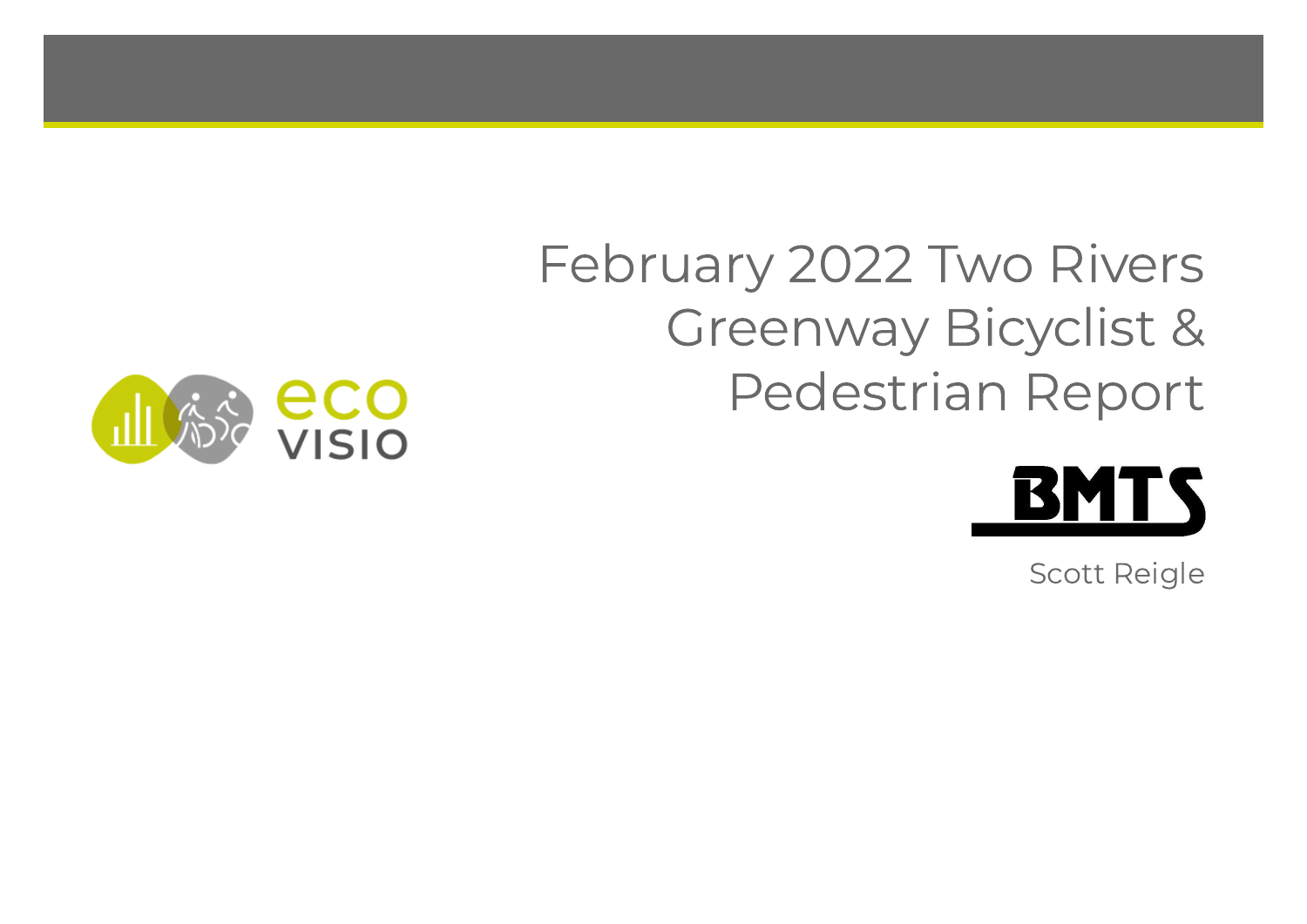# February 2022 Two Rivers Greenway Bicyclist & Pedestrian Report

eco VISIO

BMTS

Scott Reigle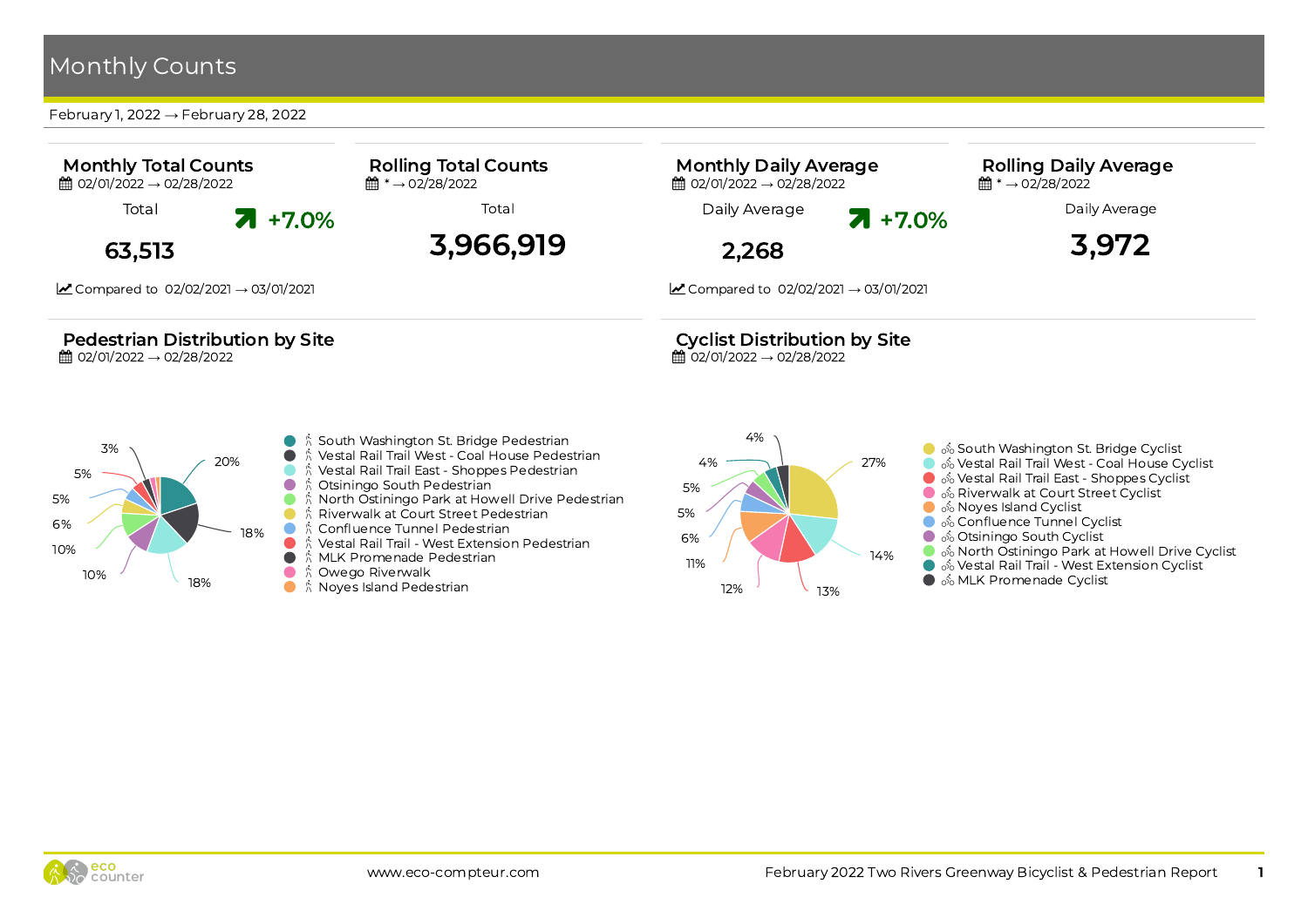# Monthly Counts

February 1, 2022 → February 28, 2022

### Monthly Total Counts

02/01/2022 → 02/28/2022

Total

**63,513**

+7.0%

Compared to 02/02/2021 → 03/01/2021

### Rolling Total Counts

* → 02/28/2022

Total

**3,966,919**

### Monthly Daily Average

02/01/2022 → 02/28/2022

Daily Average

**2,268**

+7.0%

Compared to 02/02/2021 → 03/01/2021

### Rolling Daily Average

* → 02/28/2022

Daily Average

**3,972**

### Pedestrian Distribution by Site

02/01/2022 → 02/28/2022

| Site | Share |
| --- | --- |
| South Washington St. Bridge Pedestrian | 20% |
| Vestal Rail Trail West - Coal House Pedestrian | 18% |
| Vestal Rail Trail East - Shoppes Pedestrian | 18% |
| Otsiningo South Pedestrian | 10% |
| North Ostiningo Park at Howell Drive Pedestrian | 10% |
| Riverwalk at Court Street Pedestrian | 6% |
| Confluence Tunnel Pedestrian | 5% |
| Vestal Rail Trail - West Extension Pedestrian | 5% |
| MLK Promenade Pedestrian | 3% |
| Owego Riverwalk | |
| Noyes Island Pedestrian | |

### Cyclist Distribution by Site

02/01/2022 → 02/28/2022

| Site | Share |
| --- | --- |
| South Washington St. Bridge Cyclist | 27% |
| Vestal Rail Trail West - Coal House Cyclist | 14% |
| Vestal Rail Trail East - Shoppes Cyclist | 13% |
| Riverwalk at Court Street Cyclist | 12% |
| Noyes Island Cyclist | 11% |
| Confluence Tunnel Cyclist | 6% |
| Otsiningo South Cyclist | 5% |
| North Ostiningo Park at Howell Drive Cyclist | 5% |
| Vestal Rail Trail - West Extension Cyclist | 4% |
| MLK Promenade Cyclist | 4% |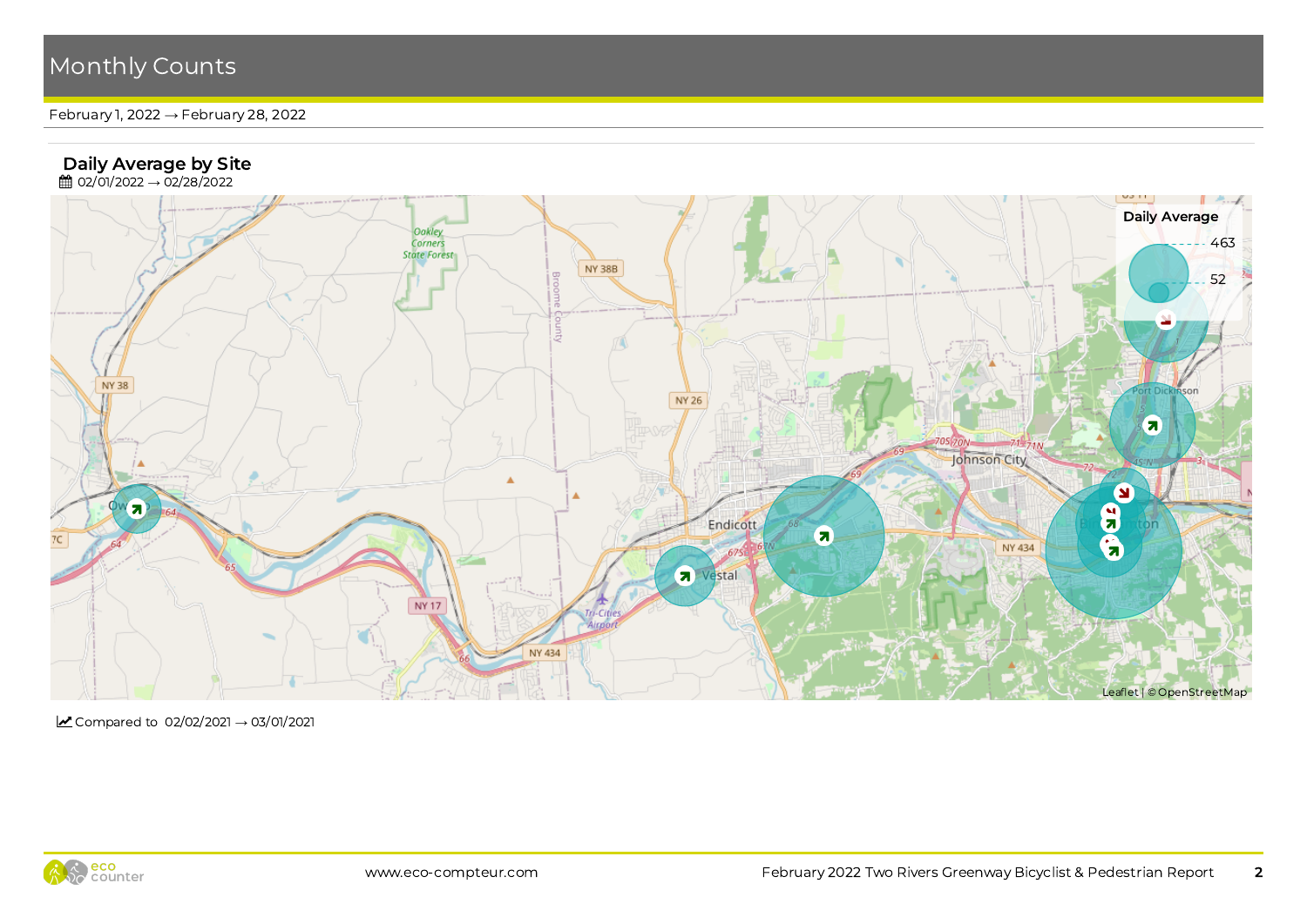# Monthly Counts

February 1, 2022 → February 28, 2022

## Daily Average by Site

02/01/2022 → 02/28/2022

Daily Average

463

52

Leaflet | © OpenStreetMap

Compared to 02/02/2021 → 03/01/2021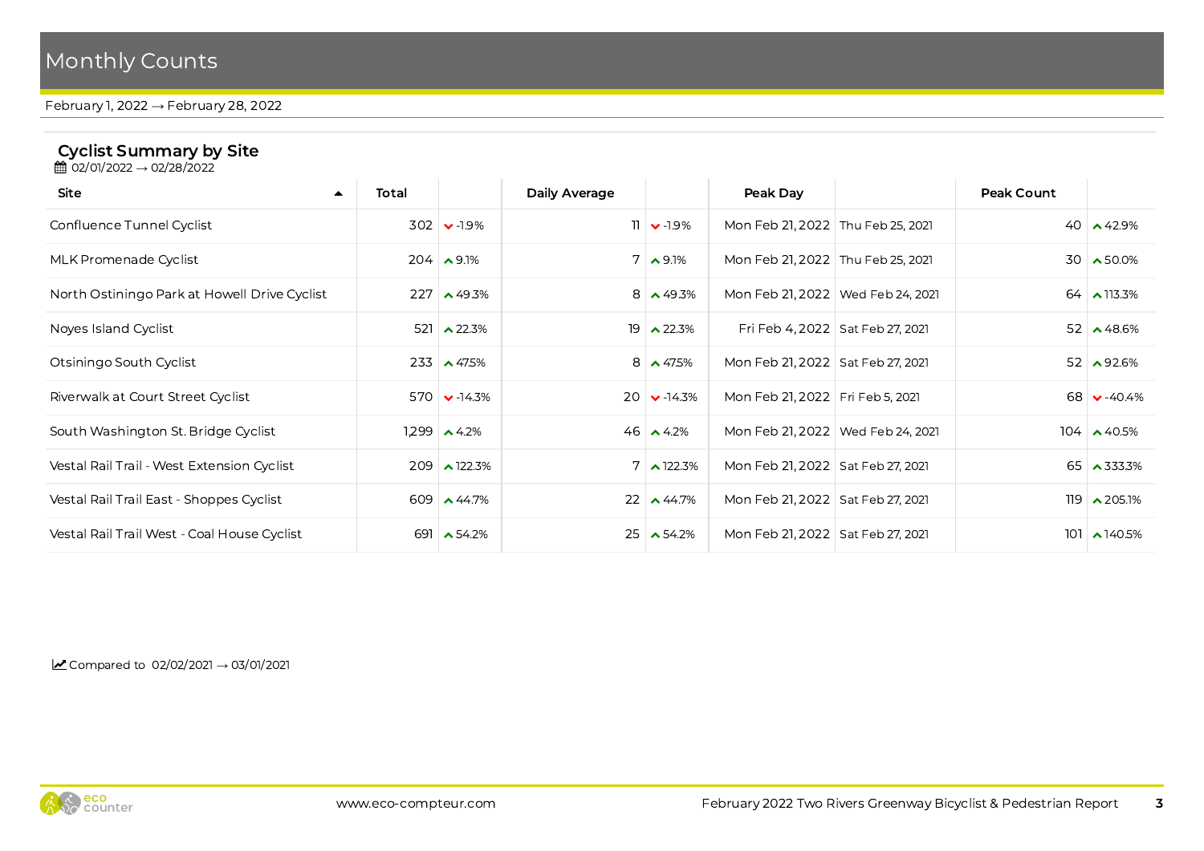# Monthly Counts

February 1, 2022 → February 28, 2022

## Cyclist Summary by Site

02/01/2022 → 02/28/2022

| Site | Total | | Daily Average | | Peak Day | | Peak Count | |
|---|---|---|---|---|---|---|---|---|
| Confluence Tunnel Cyclist | 302 | -1.9% | 11 | -1.9% | Mon Feb 21, 2022 | Thu Feb 25, 2021 | 40 | 42.9% |
| MLK Promenade Cyclist | 204 | 9.1% | 7 | 9.1% | Mon Feb 21, 2022 | Thu Feb 25, 2021 | 30 | 50.0% |
| North Ostiningo Park at Howell Drive Cyclist | 227 | 49.3% | 8 | 49.3% | Mon Feb 21, 2022 | Wed Feb 24, 2021 | 64 | 113.3% |
| Noyes Island Cyclist | 521 | 22.3% | 19 | 22.3% | Fri Feb 4, 2022 | Sat Feb 27, 2021 | 52 | 48.6% |
| Otsiningo South Cyclist | 233 | 47.5% | 8 | 47.5% | Mon Feb 21, 2022 | Sat Feb 27, 2021 | 52 | 92.6% |
| Riverwalk at Court Street Cyclist | 570 | -14.3% | 20 | -14.3% | Mon Feb 21, 2022 | Fri Feb 5, 2021 | 68 | -40.4% |
| South Washington St. Bridge Cyclist | 1,299 | 4.2% | 46 | 4.2% | Mon Feb 21, 2022 | Wed Feb 24, 2021 | 104 | 40.5% |
| Vestal Rail Trail - West Extension Cyclist | 209 | 122.3% | 7 | 122.3% | Mon Feb 21, 2022 | Sat Feb 27, 2021 | 65 | 333.3% |
| Vestal Rail Trail East - Shoppes Cyclist | 609 | 44.7% | 22 | 44.7% | Mon Feb 21, 2022 | Sat Feb 27, 2021 | 119 | 205.1% |
| Vestal Rail Trail West - Coal House Cyclist | 691 | 54.2% | 25 | 54.2% | Mon Feb 21, 2022 | Sat Feb 27, 2021 | 101 | 140.5% |

Compared to 02/02/2021 → 03/01/2021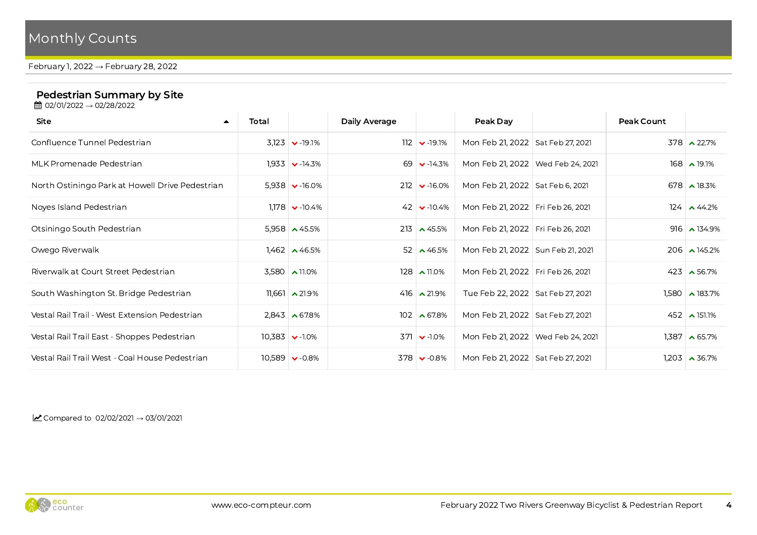# Monthly Counts

February 1, 2022 → February 28, 2022

## Pedestrian Summary by Site

02/01/2022 → 02/28/2022

| Site | Total | | Daily Average | | Peak Day | | Peak Count | |
|---|---|---|---|---|---|---|---|---|
| Confluence Tunnel Pedestrian | 3,123 | -19.1% | 112 | -19.1% | Mon Feb 21, 2022 | Sat Feb 27, 2021 | 378 | 22.7% |
| MLK Promenade Pedestrian | 1,933 | -14.3% | 69 | -14.3% | Mon Feb 21, 2022 | Wed Feb 24, 2021 | 168 | 19.1% |
| North Ostiningo Park at Howell Drive Pedestrian | 5,938 | -16.0% | 212 | -16.0% | Mon Feb 21, 2022 | Sat Feb 6, 2021 | 678 | 18.3% |
| Noyes Island Pedestrian | 1,178 | -10.4% | 42 | -10.4% | Mon Feb 21, 2022 | Fri Feb 26, 2021 | 124 | 44.2% |
| Otsiningo South Pedestrian | 5,958 | 45.5% | 213 | 45.5% | Mon Feb 21, 2022 | Fri Feb 26, 2021 | 916 | 134.9% |
| Owego Riverwalk | 1,462 | 46.5% | 52 | 46.5% | Mon Feb 21, 2022 | Sun Feb 21, 2021 | 206 | 145.2% |
| Riverwalk at Court Street Pedestrian | 3,580 | 11.0% | 128 | 11.0% | Mon Feb 21, 2022 | Fri Feb 26, 2021 | 423 | 56.7% |
| South Washington St. Bridge Pedestrian | 11,661 | 21.9% | 416 | 21.9% | Tue Feb 22, 2022 | Sat Feb 27, 2021 | 1,580 | 183.7% |
| Vestal Rail Trail - West Extension Pedestrian | 2,843 | 67.8% | 102 | 67.8% | Mon Feb 21, 2022 | Sat Feb 27, 2021 | 452 | 151.1% |
| Vestal Rail Trail East - Shoppes Pedestrian | 10,383 | -1.0% | 371 | -1.0% | Mon Feb 21, 2022 | Wed Feb 24, 2021 | 1,387 | 65.7% |
| Vestal Rail Trail West - Coal House Pedestrian | 10,589 | -0.8% | 378 | -0.8% | Mon Feb 21, 2022 | Sat Feb 27, 2021 | 1,203 | 36.7% |

Compared to 02/02/2021 → 03/01/2021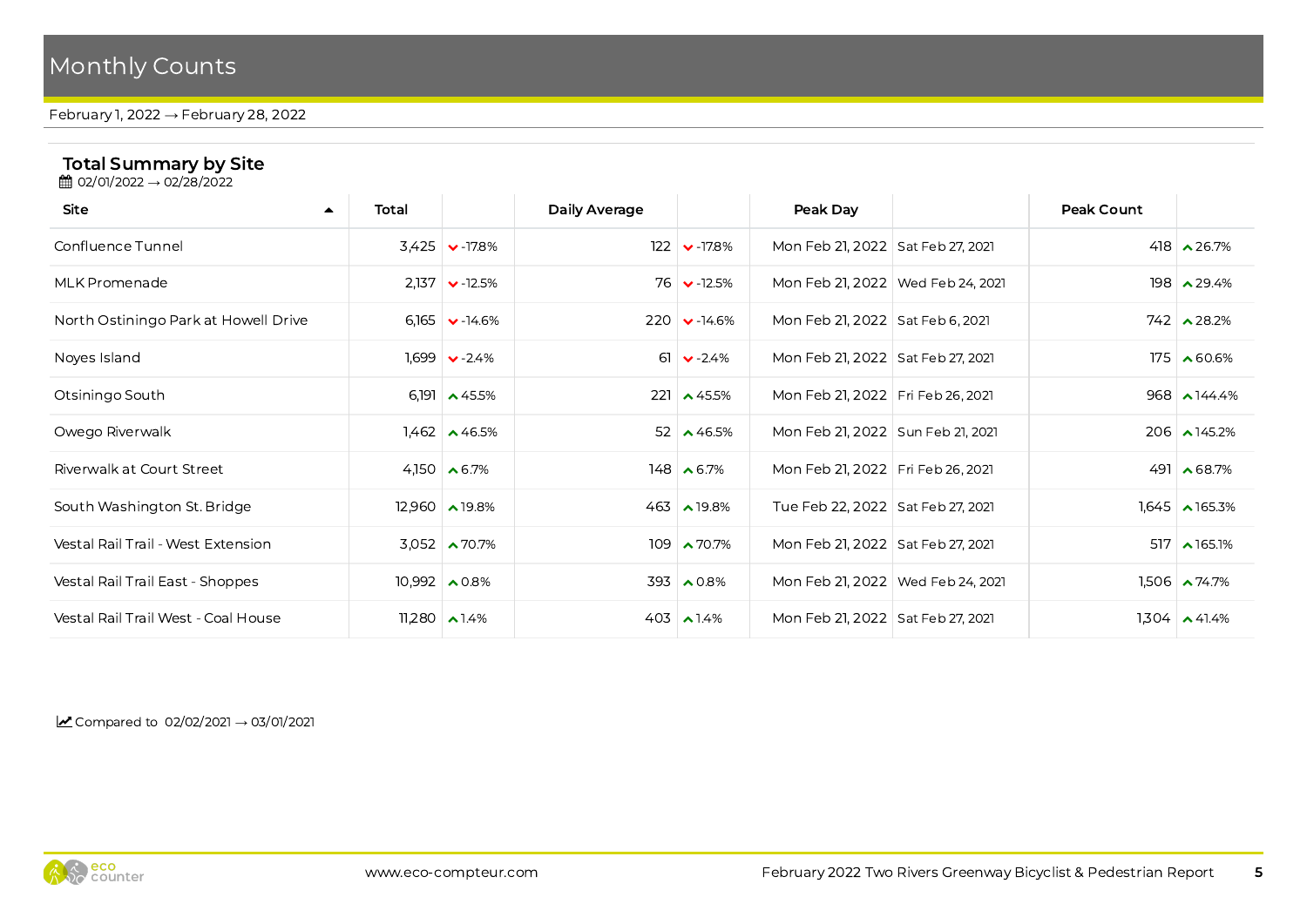# Monthly Counts

February 1, 2022 → February 28, 2022

## Total Summary by Site

02/01/2022 → 02/28/2022

| Site ▲ | Total | | Daily Average | | Peak Day | | Peak Count | |
|---|---|---|---|---|---|---|---|---|
| Confluence Tunnel | 3,425 | ⌄ -17.8% | 122 | ⌄ -17.8% | Mon Feb 21, 2022 | Sat Feb 27, 2021 | 418 | ^ 26.7% |
| MLK Promenade | 2,137 | ⌄ -12.5% | 76 | ⌄ -12.5% | Mon Feb 21, 2022 | Wed Feb 24, 2021 | 198 | ^ 29.4% |
| North Ostiningo Park at Howell Drive | 6,165 | ⌄ -14.6% | 220 | ⌄ -14.6% | Mon Feb 21, 2022 | Sat Feb 6, 2021 | 742 | ^ 28.2% |
| Noyes Island | 1,699 | ⌄ -2.4% | 61 | ⌄ -2.4% | Mon Feb 21, 2022 | Sat Feb 27, 2021 | 175 | ^ 60.6% |
| Otsiningo South | 6,191 | ^ 45.5% | 221 | ^ 45.5% | Mon Feb 21, 2022 | Fri Feb 26, 2021 | 968 | ^ 144.4% |
| Owego Riverwalk | 1,462 | ^ 46.5% | 52 | ^ 46.5% | Mon Feb 21, 2022 | Sun Feb 21, 2021 | 206 | ^ 145.2% |
| Riverwalk at Court Street | 4,150 | ^ 6.7% | 148 | ^ 6.7% | Mon Feb 21, 2022 | Fri Feb 26, 2021 | 491 | ^ 68.7% |
| South Washington St. Bridge | 12,960 | ^ 19.8% | 463 | ^ 19.8% | Tue Feb 22, 2022 | Sat Feb 27, 2021 | 1,645 | ^ 165.3% |
| Vestal Rail Trail - West Extension | 3,052 | ^ 70.7% | 109 | ^ 70.7% | Mon Feb 21, 2022 | Sat Feb 27, 2021 | 517 | ^ 165.1% |
| Vestal Rail Trail East - Shoppes | 10,992 | ^ 0.8% | 393 | ^ 0.8% | Mon Feb 21, 2022 | Wed Feb 24, 2021 | 1,506 | ^ 74.7% |
| Vestal Rail Trail West - Coal House | 11,280 | ^ 1.4% | 403 | ^ 1.4% | Mon Feb 21, 2022 | Sat Feb 27, 2021 | 1,304 | ^ 41.4% |

Compared to 02/02/2021 → 03/01/2021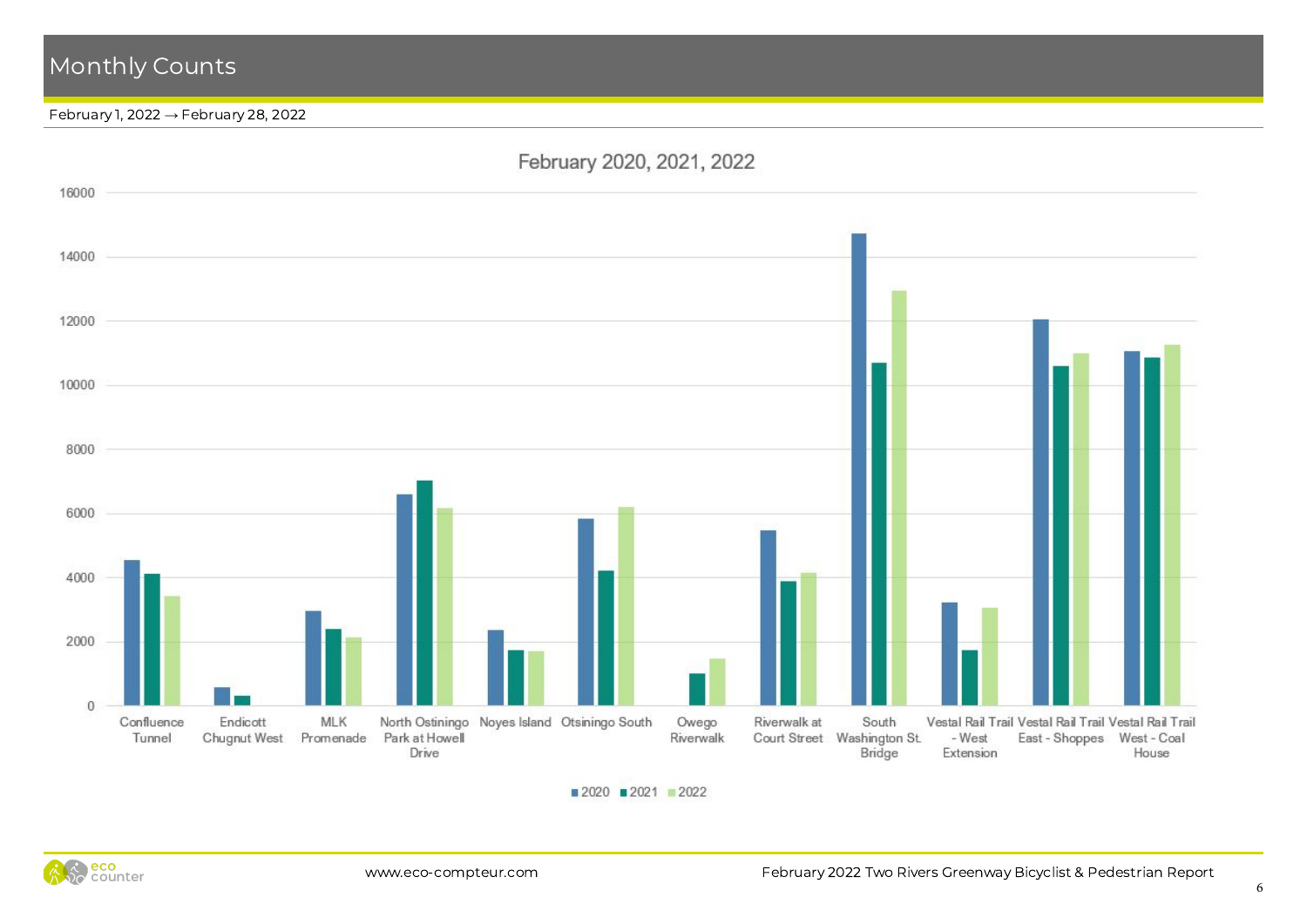# Monthly Counts

February 1, 2022 → February 28, 2022

February 2020, 2021, 2022

16000
14000
12000
10000
8000
6000
4000
2000
0

Confluence Tunnel
Endicott Chugnut West
MLK Promenade
North Ostiningo Park at Howell Drive
Noyes Island
Otsiningo South
Owego Riverwalk
Riverwalk at Court Street
South Washington St. Bridge
Vestal Rail Trail - West Extension
Vestal Rail Trail East - Shoppes
Vestal Rail Trail West - Coal House

2020 2021 2022

www.eco-compteur.com

February 2022 Two Rivers Greenway Bicyclist & Pedestrian Report